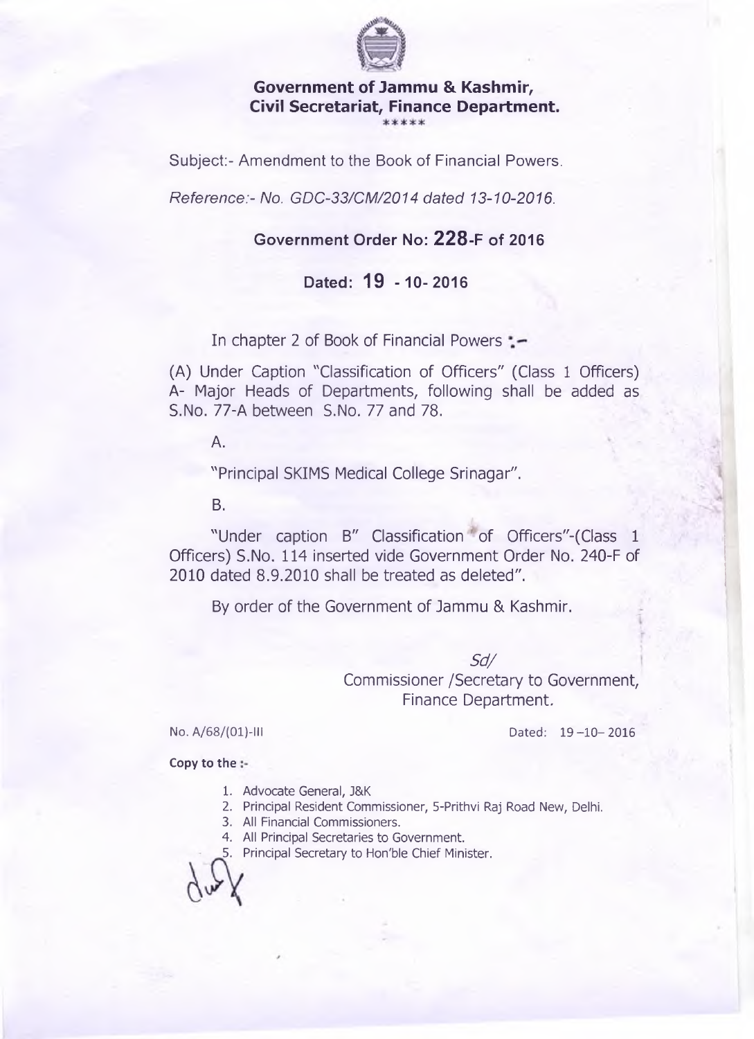**Government of Jammu & Kashmir,**
**Civil Secretariat, Finance Department.**

\*\*\*\*\*

Subject:- Amendment to the Book of Financial Powers.

*Reference:- No. GDC-33/CM/2014 dated 13-10-2016.*

**Government Order No: 228-F of 2016**

**Dated: 19 - 10- 2016**

In chapter 2 of Book of Financial Powers :-

(A) Under Caption "Classification of Officers" (Class 1 Officers) A- Major Heads of Departments, following shall be added as S.No. 77-A between S.No. 77 and 78.

A.

"Principal SKIMS Medical College Srinagar".

B.

"Under caption B" Classification of Officers"-(Class 1 Officers) S.No. 114 inserted vide Government Order No. 240-F of 2010 dated 8.9.2010 shall be treated as deleted".

By order of the Government of Jammu & Kashmir.

*Sd/*
Commissioner /Secretary to Government,
Finance Department.

No. A/68/(01)-III

Dated: 19 –10– 2016

**Copy to the :-**

1. Advocate General, J&K
2. Principal Resident Commissioner, 5-Prithvi Raj Road New, Delhi.
3. All Financial Commissioners.
4. All Principal Secretaries to Government.
5. Principal Secretary to Hon'ble Chief Minister.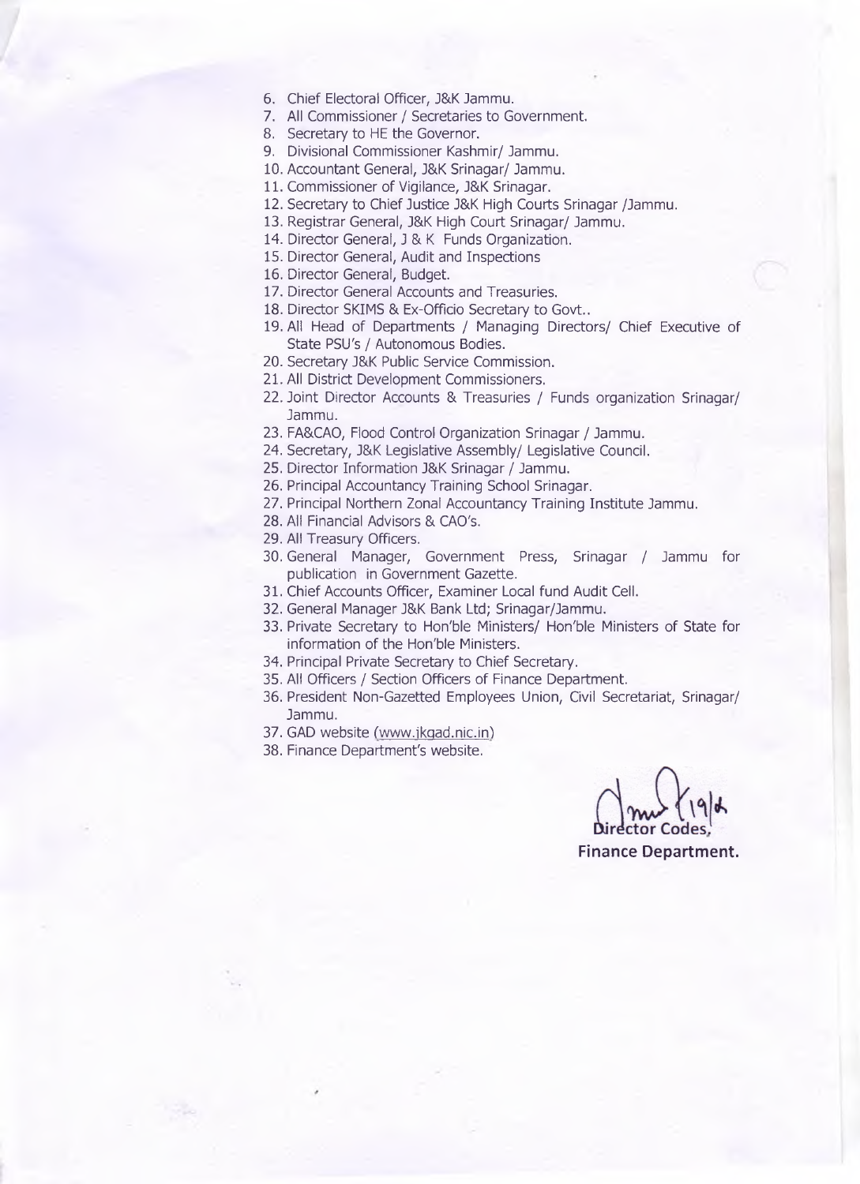6. Chief Electoral Officer, J&K Jammu.
7. All Commissioner / Secretaries to Government.
8. Secretary to HE the Governor.
9. Divisional Commissioner Kashmir/ Jammu.
10. Accountant General, J&K Srinagar/ Jammu.
11. Commissioner of Vigilance, J&K Srinagar.
12. Secretary to Chief Justice J&K High Courts Srinagar /Jammu.
13. Registrar General, J&K High Court Srinagar/ Jammu.
14. Director General, J & K Funds Organization.
15. Director General, Audit and Inspections
16. Director General, Budget.
17. Director General Accounts and Treasuries.
18. Director SKIMS & Ex-Officio Secretary to Govt..
19. All Head of Departments / Managing Directors/ Chief Executive of State PSU's / Autonomous Bodies.
20. Secretary J&K Public Service Commission.
21. All District Development Commissioners.
22. Joint Director Accounts & Treasuries / Funds organization Srinagar/ Jammu.
23. FA&CAO, Flood Control Organization Srinagar / Jammu.
24. Secretary, J&K Legislative Assembly/ Legislative Council.
25. Director Information J&K Srinagar / Jammu.
26. Principal Accountancy Training School Srinagar.
27. Principal Northern Zonal Accountancy Training Institute Jammu.
28. All Financial Advisors & CAO's.
29. All Treasury Officers.
30. General Manager, Government Press, Srinagar / Jammu for publication in Government Gazette.
31. Chief Accounts Officer, Examiner Local fund Audit Cell.
32. General Manager J&K Bank Ltd; Srinagar/Jammu.
33. Private Secretary to Hon'ble Ministers/ Hon'ble Ministers of State for information of the Hon'ble Ministers.
34. Principal Private Secretary to Chief Secretary.
35. All Officers / Section Officers of Finance Department.
36. President Non-Gazetted Employees Union, Civil Secretariat, Srinagar/ Jammu.
37. GAD website (www.jkgad.nic.in)
38. Finance Department's website.

19/4

Director Codes,

**Finance Department.**